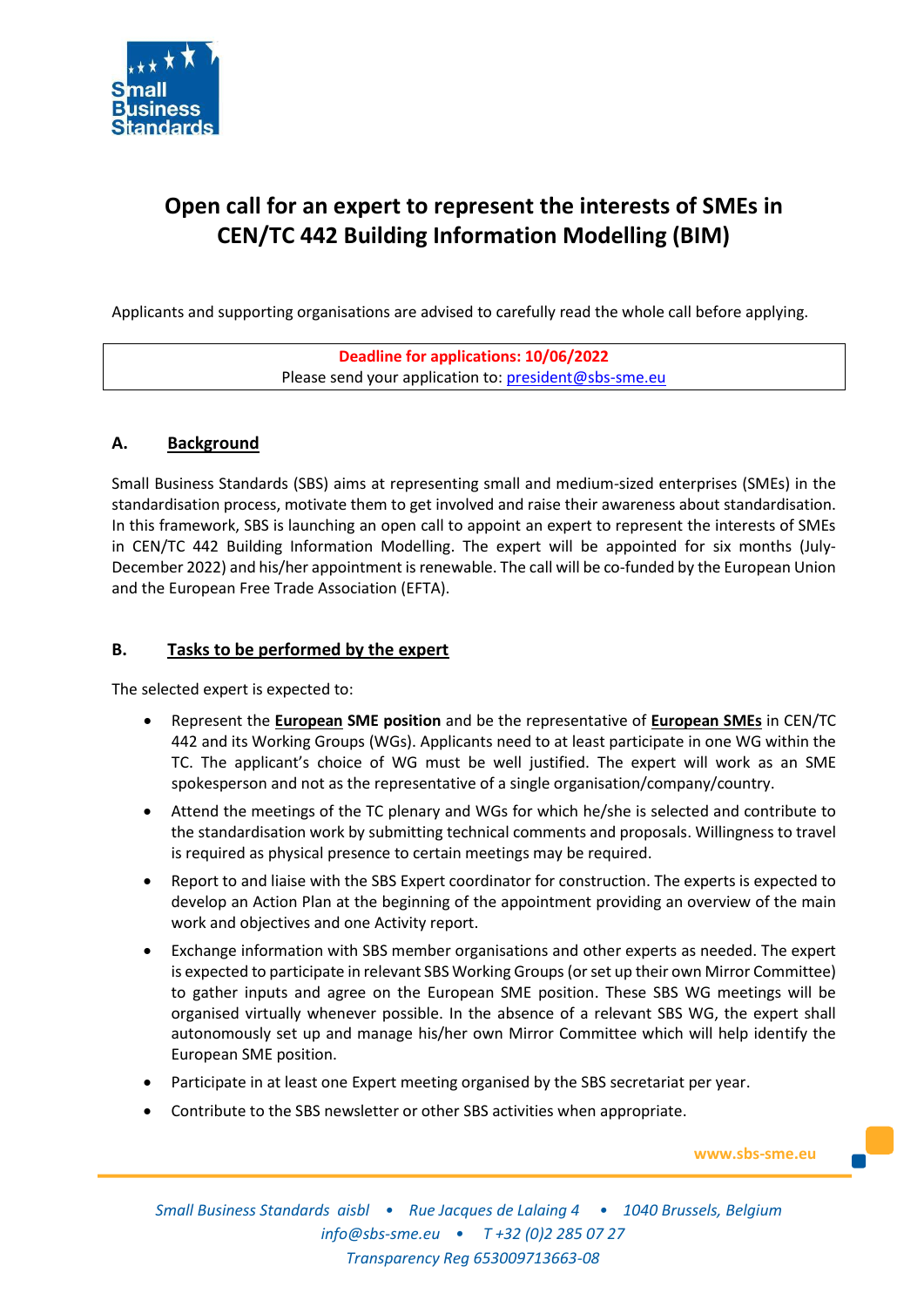# Open call for an expert to represent the interests of SMEs in CEN/TC 442 Building Information Modelling (BIM)

Applicants and supporting organisations are advised to carefully read the whole call before applying.

| **Deadline for applications: 10/06/2022**<br>Please send your application to: president@sbs-sme.eu |
|---|

## A. Background

Small Business Standards (SBS) aims at representing small and medium-sized enterprises (SMEs) in the standardisation process, motivate them to get involved and raise their awareness about standardisation. In this framework, SBS is launching an open call to appoint an expert to represent the interests of SMEs in CEN/TC 442 Building Information Modelling. The expert will be appointed for six months (July-December 2022) and his/her appointment is renewable. The call will be co-funded by the European Union and the European Free Trade Association (EFTA).

## B. Tasks to be performed by the expert

The selected expert is expected to:

- Represent the **European SME position** and be the representative of **European SMEs** in CEN/TC 442 and its Working Groups (WGs). Applicants need to at least participate in one WG within the TC. The applicant's choice of WG must be well justified. The expert will work as an SME spokesperson and not as the representative of a single organisation/company/country.
- Attend the meetings of the TC plenary and WGs for which he/she is selected and contribute to the standardisation work by submitting technical comments and proposals. Willingness to travel is required as physical presence to certain meetings may be required.
- Report to and liaise with the SBS Expert coordinator for construction. The experts is expected to develop an Action Plan at the beginning of the appointment providing an overview of the main work and objectives and one Activity report.
- Exchange information with SBS member organisations and other experts as needed. The expert is expected to participate in relevant SBS Working Groups (or set up their own Mirror Committee) to gather inputs and agree on the European SME position. These SBS WG meetings will be organised virtually whenever possible. In the absence of a relevant SBS WG, the expert shall autonomously set up and manage his/her own Mirror Committee which will help identify the European SME position.
- Participate in at least one Expert meeting organised by the SBS secretariat per year.
- Contribute to the SBS newsletter or other SBS activities when appropriate.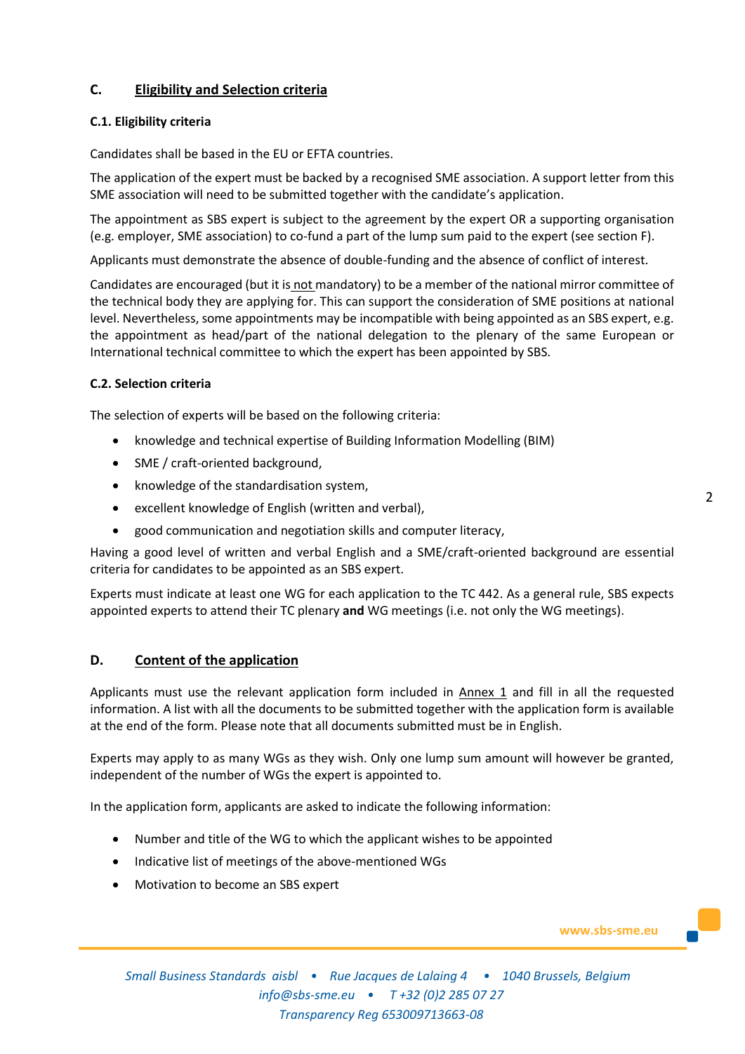## C. Eligibility and Selection criteria

### C.1. Eligibility criteria

Candidates shall be based in the EU or EFTA countries.

The application of the expert must be backed by a recognised SME association. A support letter from this SME association will need to be submitted together with the candidate's application.

The appointment as SBS expert is subject to the agreement by the expert OR a supporting organisation (e.g. employer, SME association) to co-fund a part of the lump sum paid to the expert (see section F).

Applicants must demonstrate the absence of double-funding and the absence of conflict of interest.

Candidates are encouraged (but it is not mandatory) to be a member of the national mirror committee of the technical body they are applying for. This can support the consideration of SME positions at national level. Nevertheless, some appointments may be incompatible with being appointed as an SBS expert, e.g. the appointment as head/part of the national delegation to the plenary of the same European or International technical committee to which the expert has been appointed by SBS.

### C.2. Selection criteria

The selection of experts will be based on the following criteria:

- knowledge and technical expertise of Building Information Modelling (BIM)
- SME / craft-oriented background,
- knowledge of the standardisation system,
- excellent knowledge of English (written and verbal),
- good communication and negotiation skills and computer literacy,

Having a good level of written and verbal English and a SME/craft-oriented background are essential criteria for candidates to be appointed as an SBS expert.

Experts must indicate at least one WG for each application to the TC 442. As a general rule, SBS expects appointed experts to attend their TC plenary **and** WG meetings (i.e. not only the WG meetings).

## D. Content of the application

Applicants must use the relevant application form included in Annex 1 and fill in all the requested information. A list with all the documents to be submitted together with the application form is available at the end of the form. Please note that all documents submitted must be in English.

Experts may apply to as many WGs as they wish. Only one lump sum amount will however be granted, independent of the number of WGs the expert is appointed to.

In the application form, applicants are asked to indicate the following information:

- Number and title of the WG to which the applicant wishes to be appointed
- Indicative list of meetings of the above-mentioned WGs
- Motivation to become an SBS expert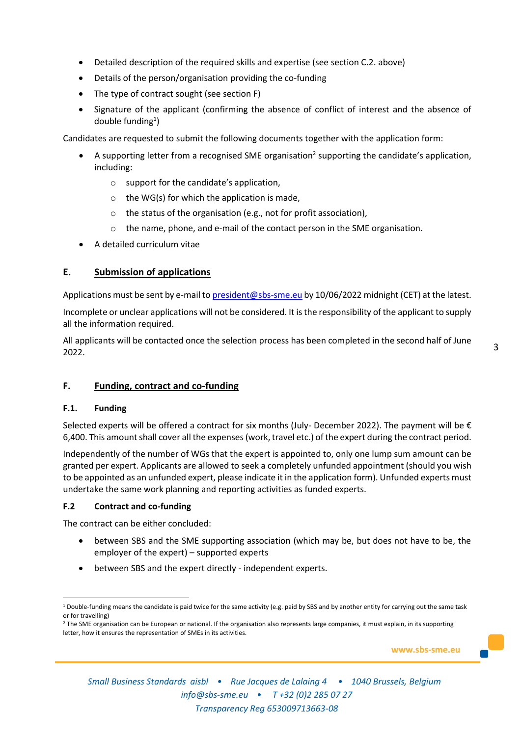- Detailed description of the required skills and expertise (see section C.2. above)
- Details of the person/organisation providing the co-funding
- The type of contract sought (see section F)
- Signature of the applicant (confirming the absence of conflict of interest and the absence of double funding[1])

Candidates are requested to submit the following documents together with the application form:

- A supporting letter from a recognised SME organisation[2] supporting the candidate's application, including:
  - support for the candidate's application,
  - the WG(s) for which the application is made,
  - the status of the organisation (e.g., not for profit association),
  - the name, phone, and e-mail of the contact person in the SME organisation.
- A detailed curriculum vitae

## E. Submission of applications

Applications must be sent by e-mail to president@sbs-sme.eu by 10/06/2022 midnight (CET) at the latest.

Incomplete or unclear applications will not be considered. It is the responsibility of the applicant to supply all the information required.

All applicants will be contacted once the selection process has been completed in the second half of June 2022.

## F. Funding, contract and co-funding

### F.1. Funding

Selected experts will be offered a contract for six months (July- December 2022). The payment will be € 6,400. This amount shall cover all the expenses (work, travel etc.) of the expert during the contract period.

Independently of the number of WGs that the expert is appointed to, only one lump sum amount can be granted per expert. Applicants are allowed to seek a completely unfunded appointment (should you wish to be appointed as an unfunded expert, please indicate it in the application form). Unfunded experts must undertake the same work planning and reporting activities as funded experts.

### F.2 Contract and co-funding

The contract can be either concluded:

- between SBS and the SME supporting association (which may be, but does not have to be, the employer of the expert) – supported experts
- between SBS and the expert directly - independent experts.

---

[1] Double-funding means the candidate is paid twice for the same activity (e.g. paid by SBS and by another entity for carrying out the same task or for travelling)

[2] The SME organisation can be European or national. If the organisation also represents large companies, it must explain, in its supporting letter, how it ensures the representation of SMEs in its activities.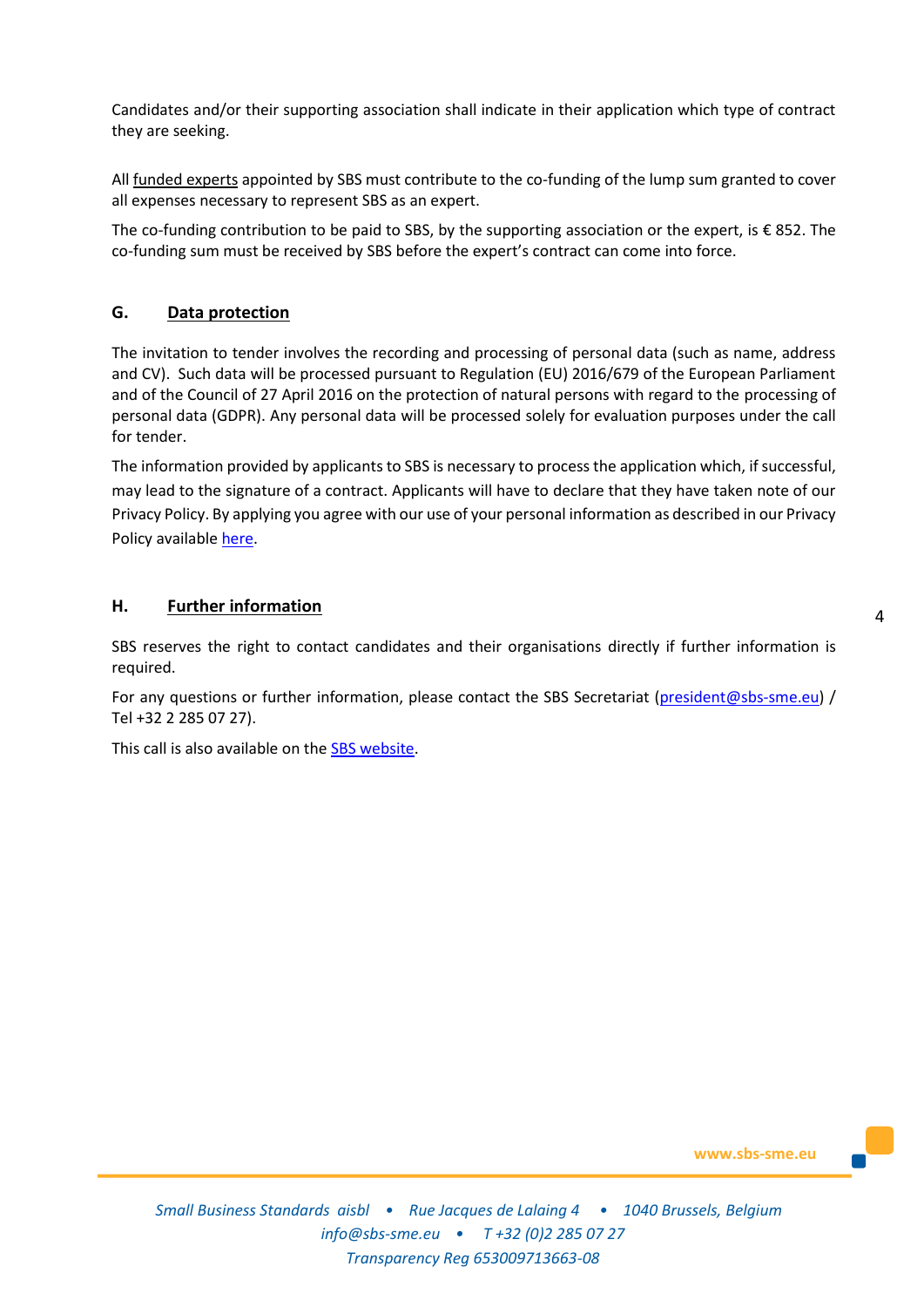Candidates and/or their supporting association shall indicate in their application which type of contract they are seeking.

All funded experts appointed by SBS must contribute to the co-funding of the lump sum granted to cover all expenses necessary to represent SBS as an expert.

The co-funding contribution to be paid to SBS, by the supporting association or the expert, is € 852. The co-funding sum must be received by SBS before the expert's contract can come into force.

## G. Data protection

The invitation to tender involves the recording and processing of personal data (such as name, address and CV). Such data will be processed pursuant to Regulation (EU) 2016/679 of the European Parliament and of the Council of 27 April 2016 on the protection of natural persons with regard to the processing of personal data (GDPR). Any personal data will be processed solely for evaluation purposes under the call for tender.

The information provided by applicants to SBS is necessary to process the application which, if successful, may lead to the signature of a contract. Applicants will have to declare that they have taken note of our Privacy Policy. By applying you agree with our use of your personal information as described in our Privacy Policy available here.

## H. Further information

SBS reserves the right to contact candidates and their organisations directly if further information is required.

For any questions or further information, please contact the SBS Secretariat (president@sbs-sme.eu) / Tel +32 2 285 07 27).

This call is also available on the SBS website.